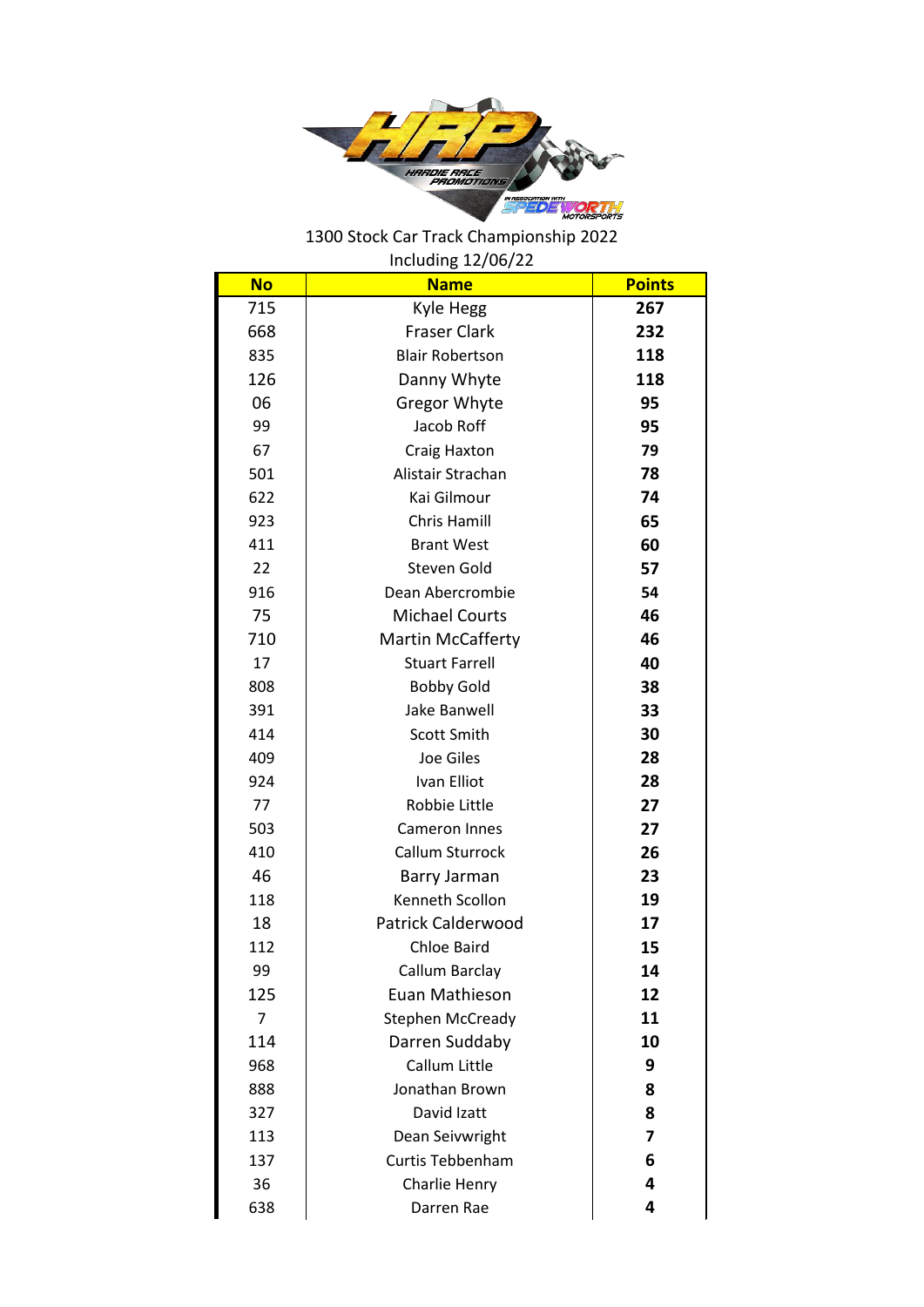1300 Stock Car Track Championship 2022

Including 12/06/22

| No | Name | Points |
|---|---|---|
| 715 | Kyle Hegg | **267** |
| 668 | Fraser Clark | **232** |
| 835 | Blair Robertson | **118** |
| 126 | Danny Whyte | **118** |
| 06 | Gregor Whyte | **95** |
| 99 | Jacob Roff | **95** |
| 67 | Craig Haxton | **79** |
| 501 | Alistair Strachan | **78** |
| 622 | Kai Gilmour | **74** |
| 923 | Chris Hamill | **65** |
| 411 | Brant West | **60** |
| 22 | Steven Gold | **57** |
| 916 | Dean Abercrombie | **54** |
| 75 | Michael Courts | **46** |
| 710 | Martin McCafferty | **46** |
| 17 | Stuart Farrell | **40** |
| 808 | Bobby Gold | **38** |
| 391 | Jake Banwell | **33** |
| 414 | Scott Smith | **30** |
| 409 | Joe Giles | **28** |
| 924 | Ivan Elliot | **28** |
| 77 | Robbie Little | **27** |
| 503 | Cameron Innes | **27** |
| 410 | Callum Sturrock | **26** |
| 46 | Barry Jarman | **23** |
| 118 | Kenneth Scollon | **19** |
| 18 | Patrick Calderwood | **17** |
| 112 | Chloe Baird | **15** |
| 99 | Callum Barclay | **14** |
| 125 | Euan Mathieson | **12** |
| 7 | Stephen McCready | **11** |
| 114 | Darren Suddaby | **10** |
| 968 | Callum Little | **9** |
| 888 | Jonathan Brown | **8** |
| 327 | David Izatt | **8** |
| 113 | Dean Seivwright | **7** |
| 137 | Curtis Tebbenham | **6** |
| 36 | Charlie Henry | **4** |
| 638 | Darren Rae | **4** |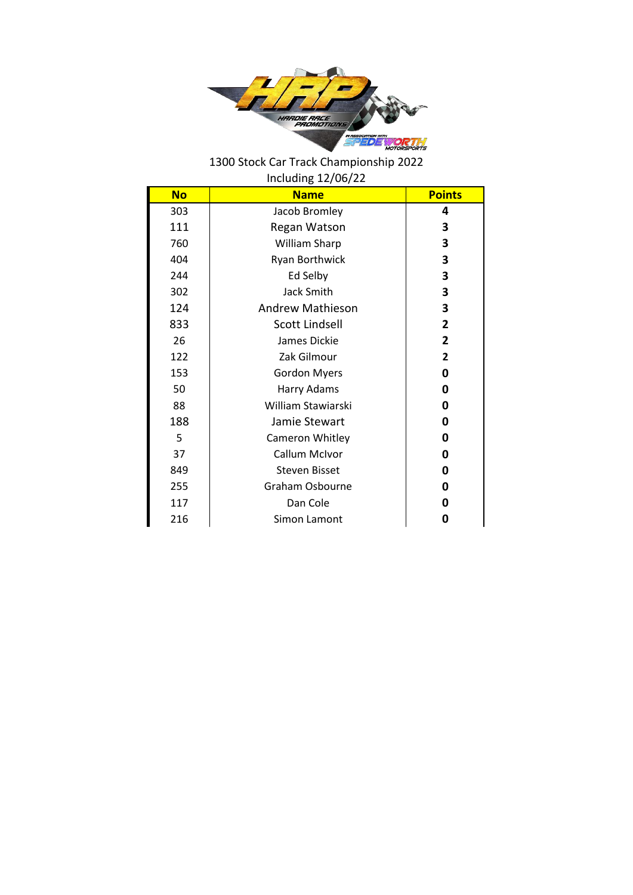1300 Stock Car Track Championship 2022

Including 12/06/22

| No | Name | Points |
| --- | --- | --- |
| 303 | Jacob Bromley | 4 |
| 111 | Regan Watson | 3 |
| 760 | William Sharp | 3 |
| 404 | Ryan Borthwick | 3 |
| 244 | Ed Selby | 3 |
| 302 | Jack Smith | 3 |
| 124 | Andrew Mathieson | 3 |
| 833 | Scott Lindsell | 2 |
| 26 | James Dickie | 2 |
| 122 | Zak Gilmour | 2 |
| 153 | Gordon Myers | 0 |
| 50 | Harry Adams | 0 |
| 88 | William Stawiarski | 0 |
| 188 | Jamie Stewart | 0 |
| 5 | Cameron Whitley | 0 |
| 37 | Callum McIvor | 0 |
| 849 | Steven Bisset | 0 |
| 255 | Graham Osbourne | 0 |
| 117 | Dan Cole | 0 |
| 216 | Simon Lamont | 0 |